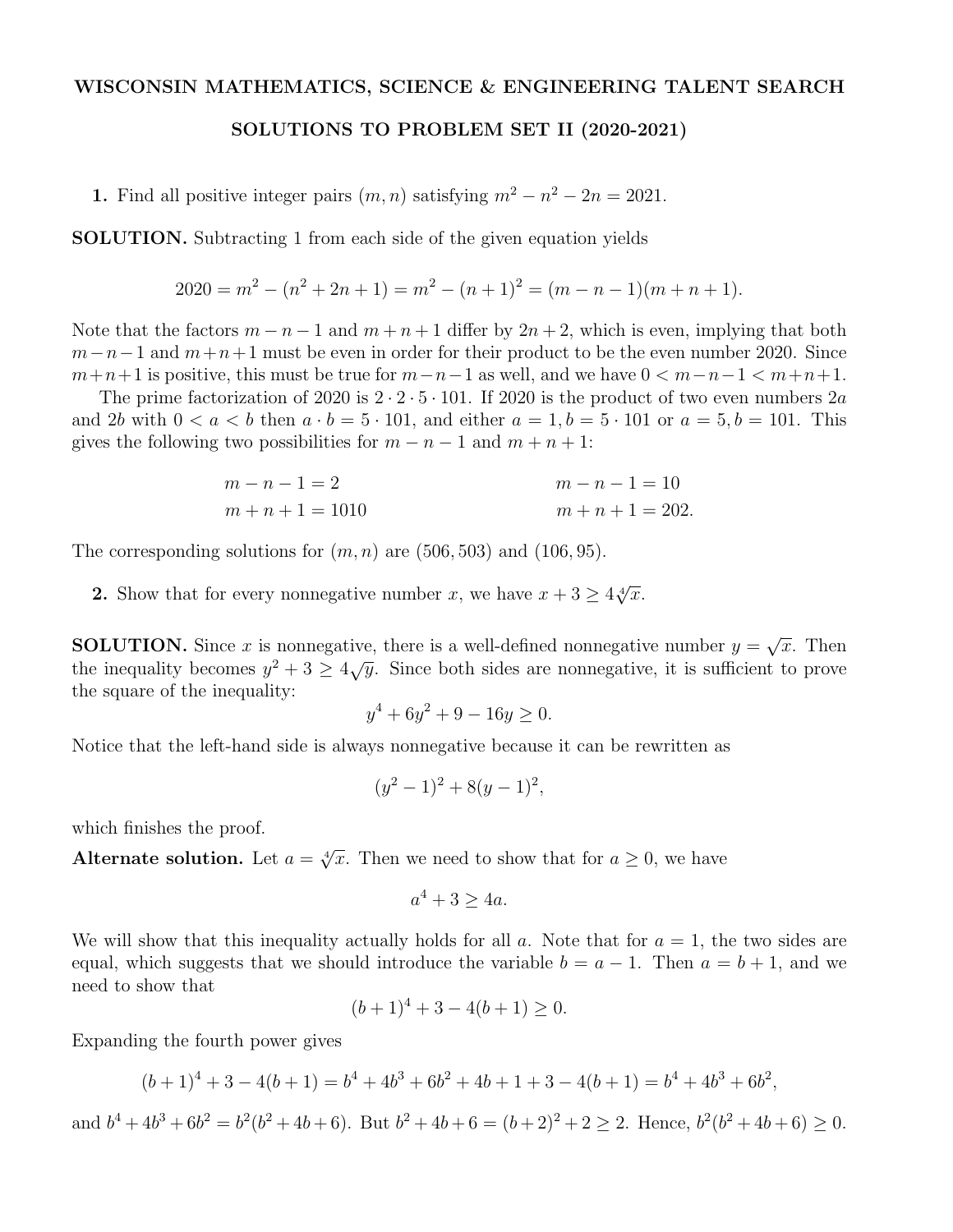# WISCONSIN MATHEMATICS, SCIENCE & ENGINEERING TALENT SEARCH

## SOLUTIONS TO PROBLEM SET II (2020-2021)

**1.** Find all positive integer pairs $(m, n)$ satisfying $m^2 - n^2 - 2n = 2021$.

**SOLUTION.** Subtracting 1 from each side of the given equation yields

$$2020 = m^2 - (n^2 + 2n + 1) = m^2 - (n+1)^2 = (m - n - 1)(m + n + 1).$$

Note that the factors $m - n - 1$ and $m + n + 1$ differ by $2n + 2$, which is even, implying that both $m - n - 1$ and $m + n + 1$ must be even in order for their product to be the even number 2020. Since $m + n + 1$ is positive, this must be true for $m - n - 1$ as well, and we have $0 < m - n - 1 < m + n + 1$.

The prime factorization of 2020 is $2 \cdot 2 \cdot 5 \cdot 101$. If 2020 is the product of two even numbers $2a$ and $2b$ with $0 < a < b$ then $a \cdot b = 5 \cdot 101$, and either $a = 1, b = 5 \cdot 101$ or $a = 5, b = 101$. This gives the following two possibilities for $m - n - 1$ and $m + n + 1$:

$$m - n - 1 = 2 \qquad\qquad m - n - 1 = 10$$
$$m + n + 1 = 1010 \qquad\qquad m + n + 1 = 202.$$

The corresponding solutions for $(m, n)$ are $(506, 503)$ and $(106, 95)$.

**2.** Show that for every nonnegative number $x$, we have $x + 3 \geq 4\sqrt[4]{x}$.

**SOLUTION.** Since $x$ is nonnegative, there is a well-defined nonnegative number $y = \sqrt{x}$. Then the inequality becomes $y^2 + 3 \geq 4\sqrt{y}$. Since both sides are nonnegative, it is sufficient to prove the square of the inequality:

$$y^4 + 6y^2 + 9 - 16y \geq 0.$$

Notice that the left-hand side is always nonnegative because it can be rewritten as

$$(y^2 - 1)^2 + 8(y - 1)^2,$$

which finishes the proof.

**Alternate solution.** Let $a = \sqrt[4]{x}$. Then we need to show that for $a \geq 0$, we have

$$a^4 + 3 \geq 4a.$$

We will show that this inequality actually holds for all $a$. Note that for $a = 1$, the two sides are equal, which suggests that we should introduce the variable $b = a - 1$. Then $a = b + 1$, and we need to show that

$$(b + 1)^4 + 3 - 4(b + 1) \geq 0.$$

Expanding the fourth power gives

$$(b + 1)^4 + 3 - 4(b + 1) = b^4 + 4b^3 + 6b^2 + 4b + 1 + 3 - 4(b + 1) = b^4 + 4b^3 + 6b^2,$$

and $b^4 + 4b^3 + 6b^2 = b^2(b^2 + 4b + 6)$. But $b^2 + 4b + 6 = (b + 2)^2 + 2 \geq 2$. Hence, $b^2(b^2 + 4b + 6) \geq 0$.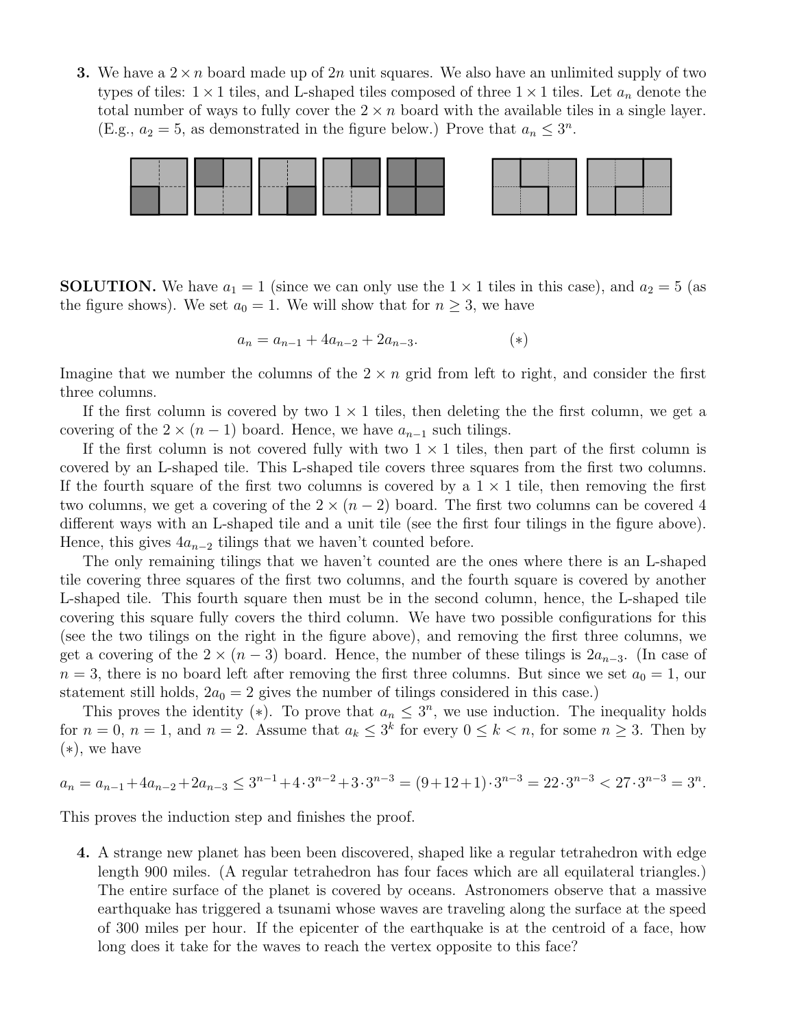**3.** We have a $2 \times n$ board made up of $2n$ unit squares. We also have an unlimited supply of two types of tiles: $1 \times 1$ tiles, and L-shaped tiles composed of three $1 \times 1$ tiles. Let $a_n$ denote the total number of ways to fully cover the $2 \times n$ board with the available tiles in a single layer. (E.g., $a_2 = 5$, as demonstrated in the figure below.) Prove that $a_n \leq 3^n$.

**SOLUTION.** We have $a_1 = 1$ (since we can only use the $1 \times 1$ tiles in this case), and $a_2 = 5$ (as the figure shows). We set $a_0 = 1$. We will show that for $n \geq 3$, we have

$$a_n = a_{n-1} + 4a_{n-2} + 2a_{n-3}. \qquad (*)$$

Imagine that we number the columns of the $2 \times n$ grid from left to right, and consider the first three columns.

If the first column is covered by two $1 \times 1$ tiles, then deleting the the first column, we get a covering of the $2 \times (n-1)$ board. Hence, we have $a_{n-1}$ such tilings.

If the first column is not covered fully with two $1 \times 1$ tiles, then part of the first column is covered by an L-shaped tile. This L-shaped tile covers three squares from the first two columns. If the fourth square of the first two columns is covered by a $1 \times 1$ tile, then removing the first two columns, we get a covering of the $2 \times (n-2)$ board. The first two columns can be covered 4 different ways with an L-shaped tile and a unit tile (see the first four tilings in the figure above). Hence, this gives $4a_{n-2}$ tilings that we haven't counted before.

The only remaining tilings that we haven't counted are the ones where there is an L-shaped tile covering three squares of the first two columns, and the fourth square is covered by another L-shaped tile. This fourth square then must be in the second column, hence, the L-shaped tile covering this square fully covers the third column. We have two possible configurations for this (see the two tilings on the right in the figure above), and removing the first three columns, we get a covering of the $2 \times (n-3)$ board. Hence, the number of these tilings is $2a_{n-3}$. (In case of $n = 3$, there is no board left after removing the first three columns. But since we set $a_0 = 1$, our statement still holds, $2a_0 = 2$ gives the number of tilings considered in this case.)

This proves the identity $(*)$. To prove that $a_n \leq 3^n$, we use induction. The inequality holds for $n = 0$, $n = 1$, and $n = 2$. Assume that $a_k \leq 3^k$ for every $0 \leq k < n$, for some $n \geq 3$. Then by $(*)$, we have

$$a_n = a_{n-1} + 4a_{n-2} + 2a_{n-3} \leq 3^{n-1} + 4 \cdot 3^{n-2} + 3 \cdot 3^{n-3} = (9 + 12 + 1) \cdot 3^{n-3} = 22 \cdot 3^{n-3} < 27 \cdot 3^{n-3} = 3^n.$$

This proves the induction step and finishes the proof.

**4.** A strange new planet has been been discovered, shaped like a regular tetrahedron with edge length 900 miles. (A regular tetrahedron has four faces which are all equilateral triangles.) The entire surface of the planet is covered by oceans. Astronomers observe that a massive earthquake has triggered a tsunami whose waves are traveling along the surface at the speed of 300 miles per hour. If the epicenter of the earthquake is at the centroid of a face, how long does it take for the waves to reach the vertex opposite to this face?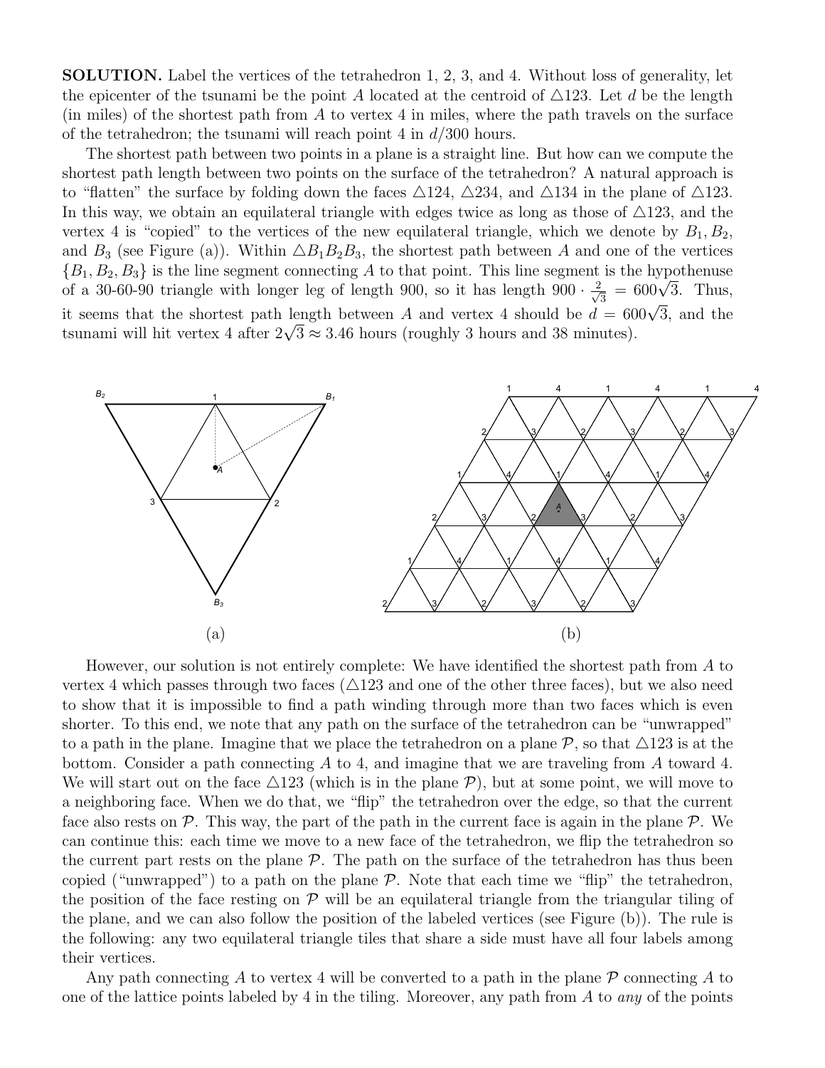**SOLUTION.** Label the vertices of the tetrahedron 1, 2, 3, and 4. Without loss of generality, let the epicenter of the tsunami be the point $A$ located at the centroid of $\triangle 123$. Let $d$ be the length (in miles) of the shortest path from $A$ to vertex 4 in miles, where the path travels on the surface of the tetrahedron; the tsunami will reach point 4 in $d/300$ hours.

The shortest path between two points in a plane is a straight line. But how can we compute the shortest path length between two points on the surface of the tetrahedron? A natural approach is to "flatten" the surface by folding down the faces $\triangle 124$, $\triangle 234$, and $\triangle 134$ in the plane of $\triangle 123$. In this way, we obtain an equilateral triangle with edges twice as long as those of $\triangle 123$, and the vertex 4 is "copied" to the vertices of the new equilateral triangle, which we denote by $B_1$, $B_2$, and $B_3$ (see Figure (a)). Within $\triangle B_1B_2B_3$, the shortest path between $A$ and one of the vertices $\{B_1, B_2, B_3\}$ is the line segment connecting $A$ to that point. This line segment is the hypothenuse of a 30-60-90 triangle with longer leg of length 900, so it has length $900 \cdot \frac{2}{\sqrt{3}} = 600\sqrt{3}$. Thus, it seems that the shortest path length between $A$ and vertex 4 should be $d = 600\sqrt{3}$, and the tsunami will hit vertex 4 after $2\sqrt{3} \approx 3.46$ hours (roughly 3 hours and 38 minutes).

(a) (b)

However, our solution is not entirely complete: We have identified the shortest path from $A$ to vertex 4 which passes through two faces ($\triangle 123$ and one of the other three faces), but we also need to show that it is impossible to find a path winding through more than two faces which is even shorter. To this end, we note that any path on the surface of the tetrahedron can be "unwrapped" to a path in the plane. Imagine that we place the tetrahedron on a plane $\mathcal{P}$, so that $\triangle 123$ is at the bottom. Consider a path connecting $A$ to 4, and imagine that we are traveling from $A$ toward 4. We will start out on the face $\triangle 123$ (which is in the plane $\mathcal{P}$), but at some point, we will move to a neighboring face. When we do that, we "flip" the tetrahedron over the edge, so that the current face also rests on $\mathcal{P}$. This way, the part of the path in the current face is again in the plane $\mathcal{P}$. We can continue this: each time we move to a new face of the tetrahedron, we flip the tetrahedron so the current part rests on the plane $\mathcal{P}$. The path on the surface of the tetrahedron has thus been copied ("unwrapped") to a path on the plane $\mathcal{P}$. Note that each time we "flip" the tetrahedron, the position of the face resting on $\mathcal{P}$ will be an equilateral triangle from the triangular tiling of the plane, and we can also follow the position of the labeled vertices (see Figure (b)). The rule is the following: any two equilateral triangle tiles that share a side must have all four labels among their vertices.

Any path connecting $A$ to vertex 4 will be converted to a path in the plane $\mathcal{P}$ connecting $A$ to one of the lattice points labeled by 4 in the tiling. Moreover, any path from $A$ to *any* of the points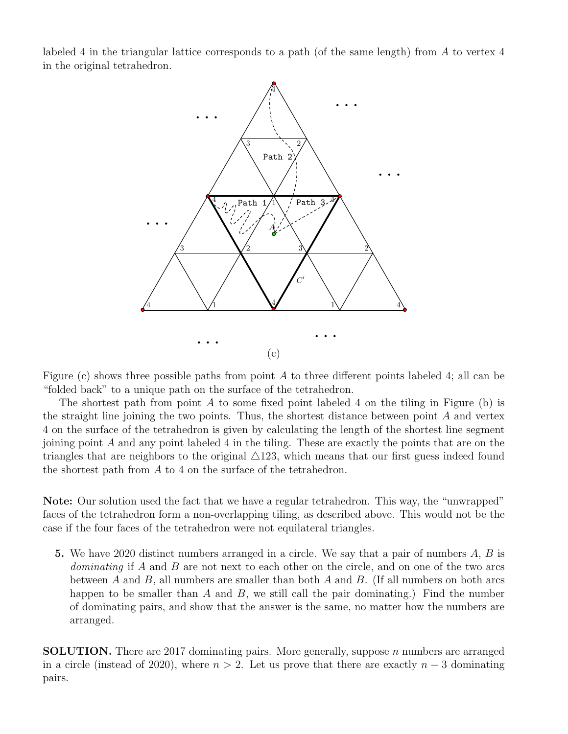labeled 4 in the triangular lattice corresponds to a path (of the same length) from $A$ to vertex 4 in the original tetrahedron.

(c)

Figure (c) shows three possible paths from point $A$ to three different points labeled 4; all can be "folded back" to a unique path on the surface of the tetrahedron.

The shortest path from point $A$ to some fixed point labeled 4 on the tiling in Figure (b) is the straight line joining the two points. Thus, the shortest distance between point $A$ and vertex 4 on the surface of the tetrahedron is given by calculating the length of the shortest line segment joining point $A$ and any point labeled 4 in the tiling. These are exactly the points that are on the triangles that are neighbors to the original $\triangle 123$, which means that our first guess indeed found the shortest path from $A$ to 4 on the surface of the tetrahedron.

**Note:** Our solution used the fact that we have a regular tetrahedron. This way, the "unwrapped" faces of the tetrahedron form a non-overlapping tiling, as described above. This would not be the case if the four faces of the tetrahedron were not equilateral triangles.

**5.** We have 2020 distinct numbers arranged in a circle. We say that a pair of numbers $A$, $B$ is *dominating* if $A$ and $B$ are not next to each other on the circle, and on one of the two arcs between $A$ and $B$, all numbers are smaller than both $A$ and $B$. (If all numbers on both arcs happen to be smaller than $A$ and $B$, we still call the pair dominating.) Find the number of dominating pairs, and show that the answer is the same, no matter how the numbers are arranged.

**SOLUTION.** There are 2017 dominating pairs. More generally, suppose $n$ numbers are arranged in a circle (instead of 2020), where $n > 2$. Let us prove that there are exactly $n - 3$ dominating pairs.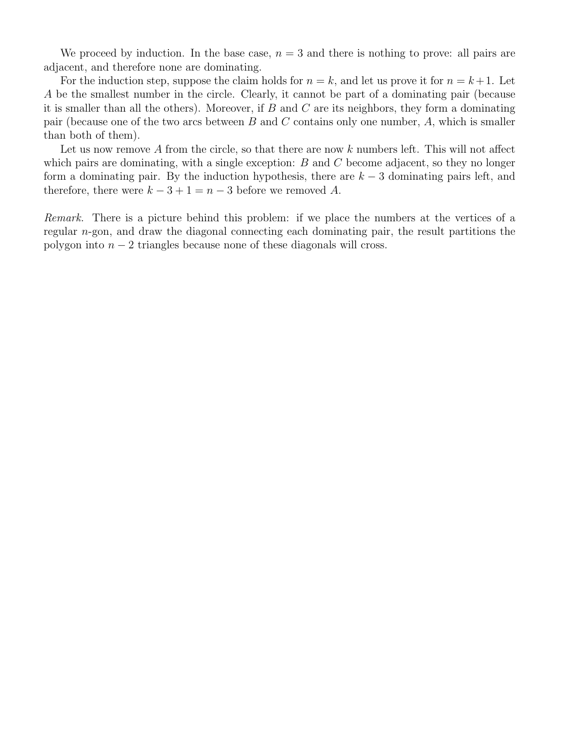We proceed by induction. In the base case, $n = 3$ and there is nothing to prove: all pairs are adjacent, and therefore none are dominating.

For the induction step, suppose the claim holds for $n = k$, and let us prove it for $n = k+1$. Let $A$ be the smallest number in the circle. Clearly, it cannot be part of a dominating pair (because it is smaller than all the others). Moreover, if $B$ and $C$ are its neighbors, they form a dominating pair (because one of the two arcs between $B$ and $C$ contains only one number, $A$, which is smaller than both of them).

Let us now remove $A$ from the circle, so that there are now $k$ numbers left. This will not affect which pairs are dominating, with a single exception: $B$ and $C$ become adjacent, so they no longer form a dominating pair. By the induction hypothesis, there are $k - 3$ dominating pairs left, and therefore, there were $k - 3 + 1 = n - 3$ before we removed $A$.

*Remark.* There is a picture behind this problem: if we place the numbers at the vertices of a regular $n$-gon, and draw the diagonal connecting each dominating pair, the result partitions the polygon into $n - 2$ triangles because none of these diagonals will cross.